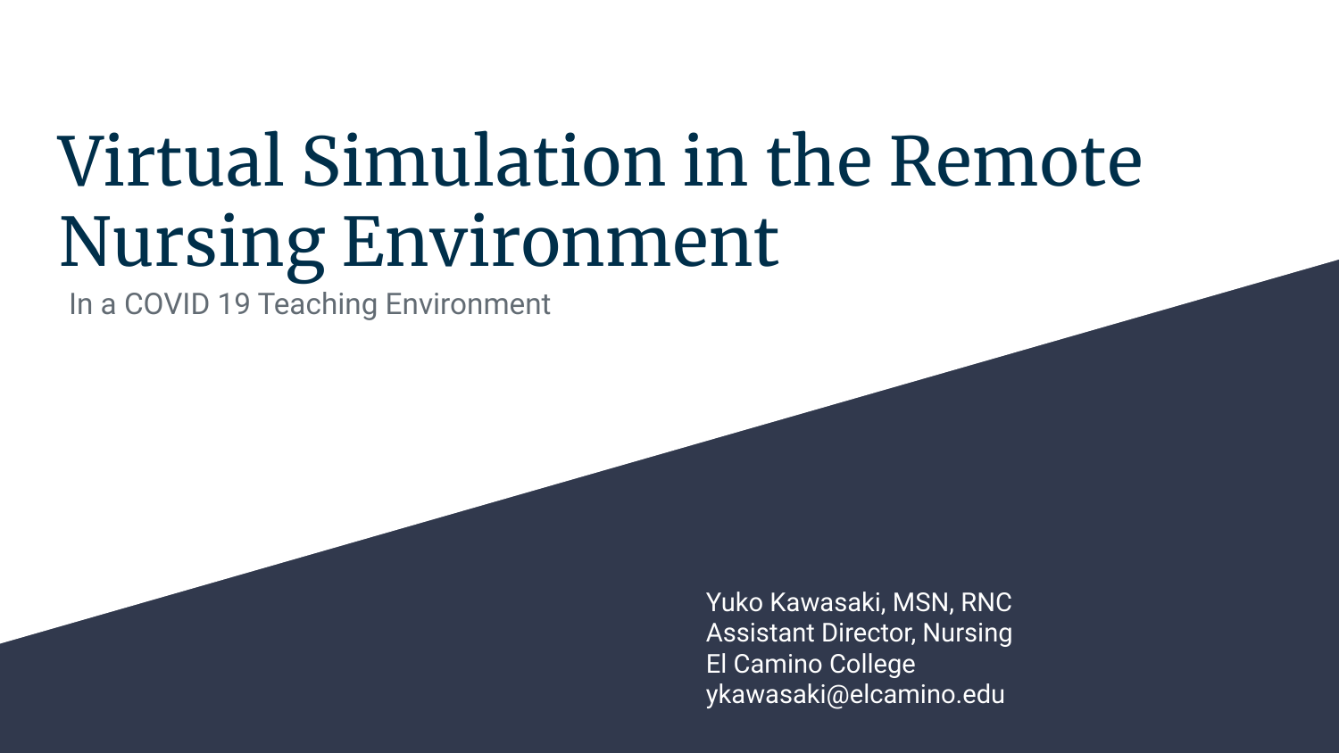# Virtual Simulation in the Remote Nursing Environment

In a COVID 19 Teaching Environment

Yuko Kawasaki, MSN, RNC
Assistant Director, Nursing
El Camino College
ykawasaki@elcamino.edu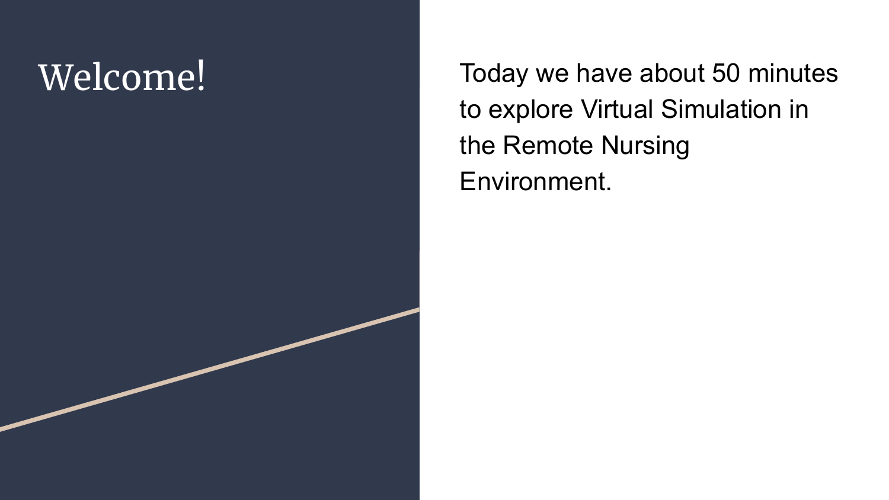# Welcome!

Today we have about 50 minutes to explore Virtual Simulation in the Remote Nursing Environment.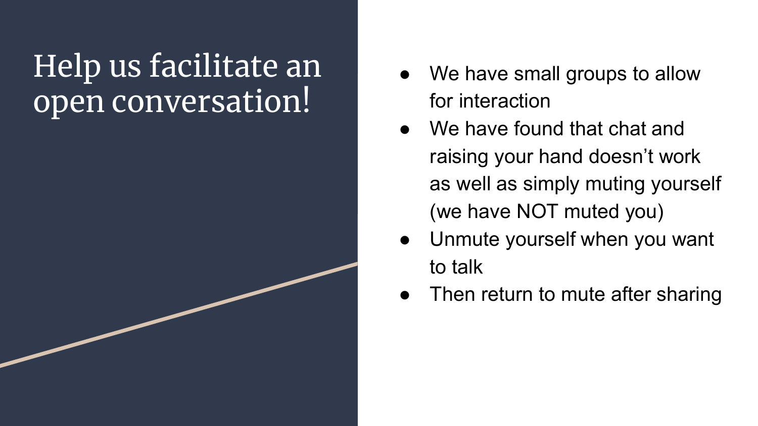# Help us facilitate an open conversation!

- We have small groups to allow for interaction
- We have found that chat and raising your hand doesn't work as well as simply muting yourself (we have NOT muted you)
- Unmute yourself when you want to talk
- Then return to mute after sharing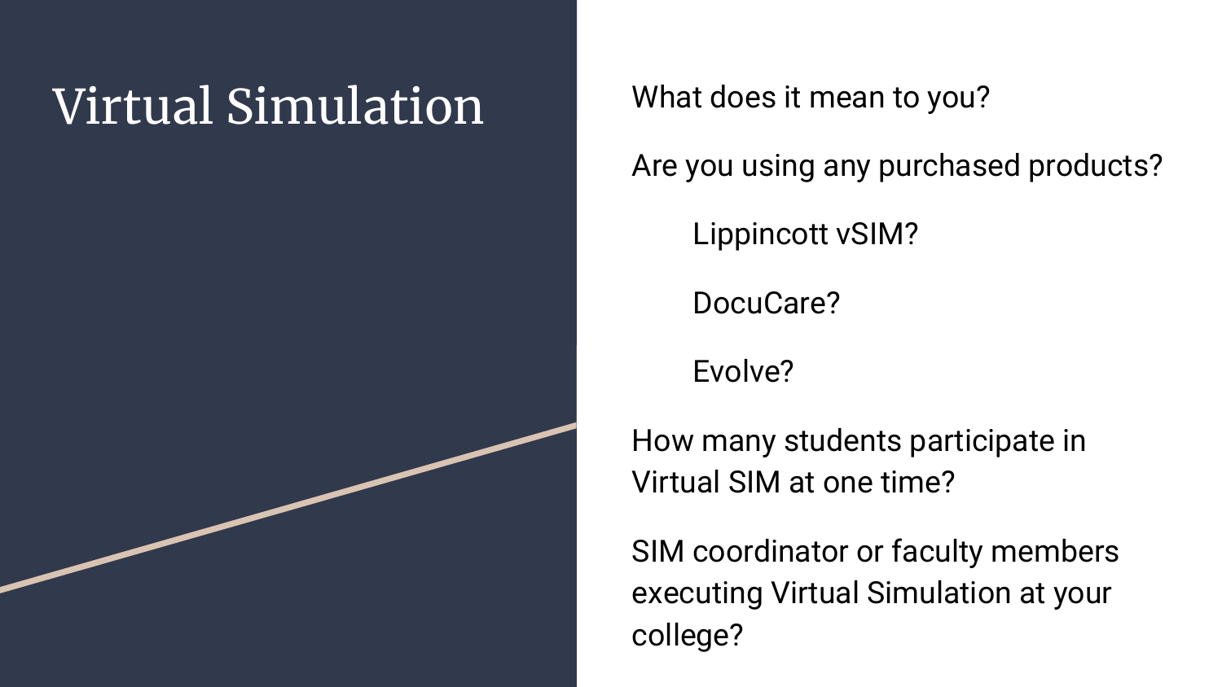# Virtual Simulation

What does it mean to you?

Are you using any purchased products?

- Lippincott vSIM?
- DocuCare?
- Evolve?

How many students participate in Virtual SIM at one time?

SIM coordinator or faculty members executing Virtual Simulation at your college?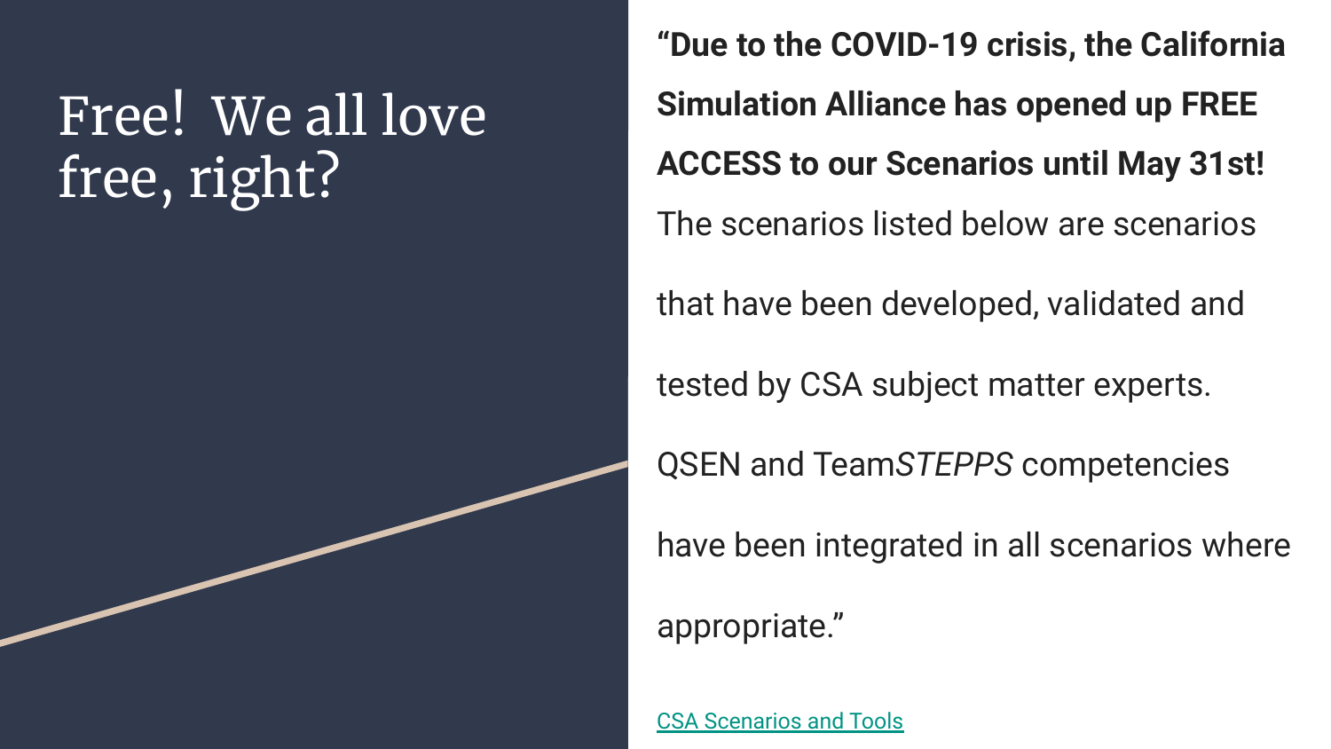# Free! We all love free, right?

**"Due to the COVID-19 crisis, the California Simulation Alliance has opened up FREE ACCESS to our Scenarios until May 31st!** The scenarios listed below are scenarios that have been developed, validated and tested by CSA subject matter experts. QSEN and Team*STEPPS* competencies have been integrated in all scenarios where appropriate."

CSA Scenarios and Tools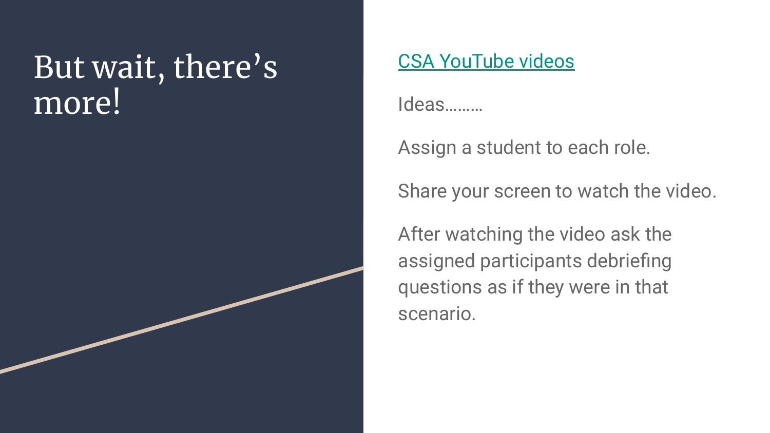# But wait, there's more!

[CSA YouTube videos]

Ideas………

Assign a student to each role.

Share your screen to watch the video.

After watching the video ask the assigned participants debriefing questions as if they were in that scenario.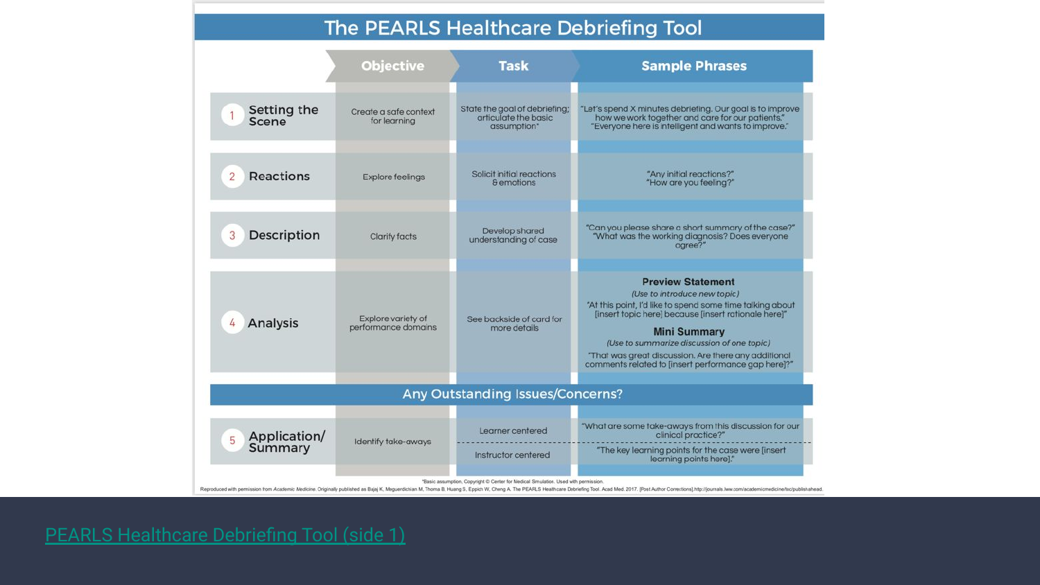# The PEARLS Healthcare Debriefing Tool

| | Objective | Task | Sample Phrases |
|---|---|---|---|
| 1 Setting the Scene | Create a safe context for learning | State the goal of debriefing; articulate the basic assumption* | "Let's spend X minutes debriefing. Our goal is to improve how we work together and care for our patients." "Everyone here is intelligent and wants to improve." |
| 2 Reactions | Explore feelings | Solicit initial reactions & emotions | "Any initial reactions?" "How are you feeling?" |
| 3 Description | Clarify facts | Develop shared understanding of case | "Can you please share a short summary of the case?" "What was the working diagnosis? Does everyone agree?" |
| 4 Analysis | Explore variety of performance domains | See backside of card for more details | **Preview Statement** *(Use to introduce new topic)* "At this point, I'd like to spend some time talking about [insert topic here] because [insert rationale here]" **Mini Summary** *(Use to summarize discussion of one topic)* "That was great discussion. Are there any additional comments related to [insert performance gap here]?" |
| **Any Outstanding Issues/Concerns?** | | | |
| 5 Application/ Summary | Identify take-aways | Learner centered | "What are some take-aways from this discussion for our clinical practice?" |
| | | Instructor centered | "The key learning points for the case were [insert learning points here]." |

*Basic assumption. Copyright © Center for Medical Simulation. Used with permission.

Reproduced with permission from *Academic Medicine*. Originally published as Bajaj K, Meguerdichian M, Thoma B, Huang S, Eppich W, Cheng A. The PEARLS Healthcare Debriefing Tool. Acad Med. 2017. [Post Author Corrections].http://journals.lww.com/academicmedicine/toc/publishahead.

[PEARLS Healthcare Debriefing Tool (side 1)]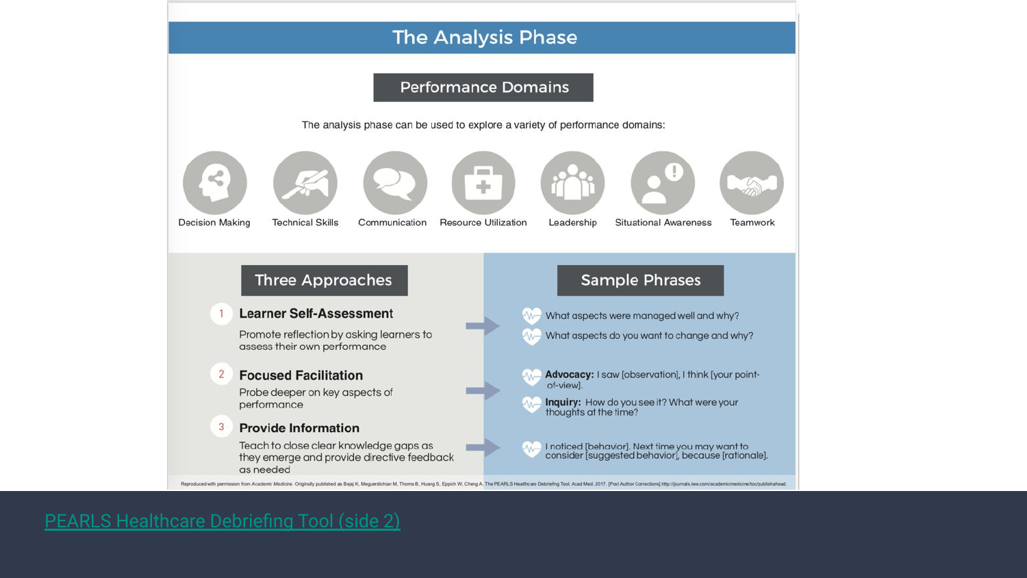# The Analysis Phase

## Performance Domains

The analysis phase can be used to explore a variety of performance domains:

- Decision Making
- Technical Skills
- Communication
- Resource Utilization
- Leadership
- Situational Awareness
- Teamwork

## Three Approaches

1. **Learner Self-Assessment**
   Promote reflection by asking learners to assess their own performance

2. **Focused Facilitation**
   Probe deeper on key aspects of performance

3. **Provide Information**
   Teach to close clear knowledge gaps as they emerge and provide directive feedback as needed

## Sample Phrases

- What aspects were managed well and why?
- What aspects do you want to change and why?

- **Advocacy:** I saw [observation], I think [your point-of-view].
- **Inquiry:** How do you see it? What were your thoughts at the time?

- I noticed [behavior]. Next time you may want to consider [suggested behavior], because [rationale].

Reproduced with permission from *Academic Medicine*. Originally published as Bajaj K, Meguerdichian M, Thoma B, Huang S, Eppich W, Cheng A. The PEARLS Healthcare Debriefing Tool. Acad Med. 2017. [Post Author Corrections] http://journals.lww.com/academicmedicine/toc/publishahead.

PEARLS Healthcare Debriefing Tool (side 2)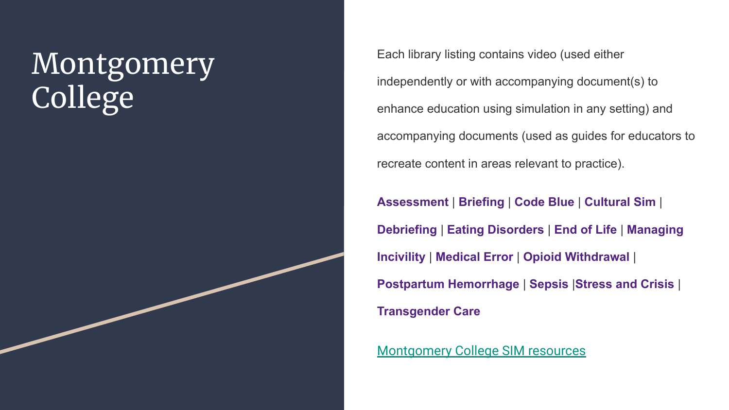# Montgomery College

Each library listing contains video (used either independently or with accompanying document(s) to enhance education using simulation in any setting) and accompanying documents (used as guides for educators to recreate content in areas relevant to practice).

**Assessment** | **Briefing** | **Code Blue** | **Cultural Sim** | **Debriefing** | **Eating Disorders** | **End of Life** | **Managing Incivility** | **Medical Error** | **Opioid Withdrawal** | **Postpartum Hemorrhage** | **Sepsis** |**Stress and Crisis** | **Transgender Care**

Montgomery College SIM resources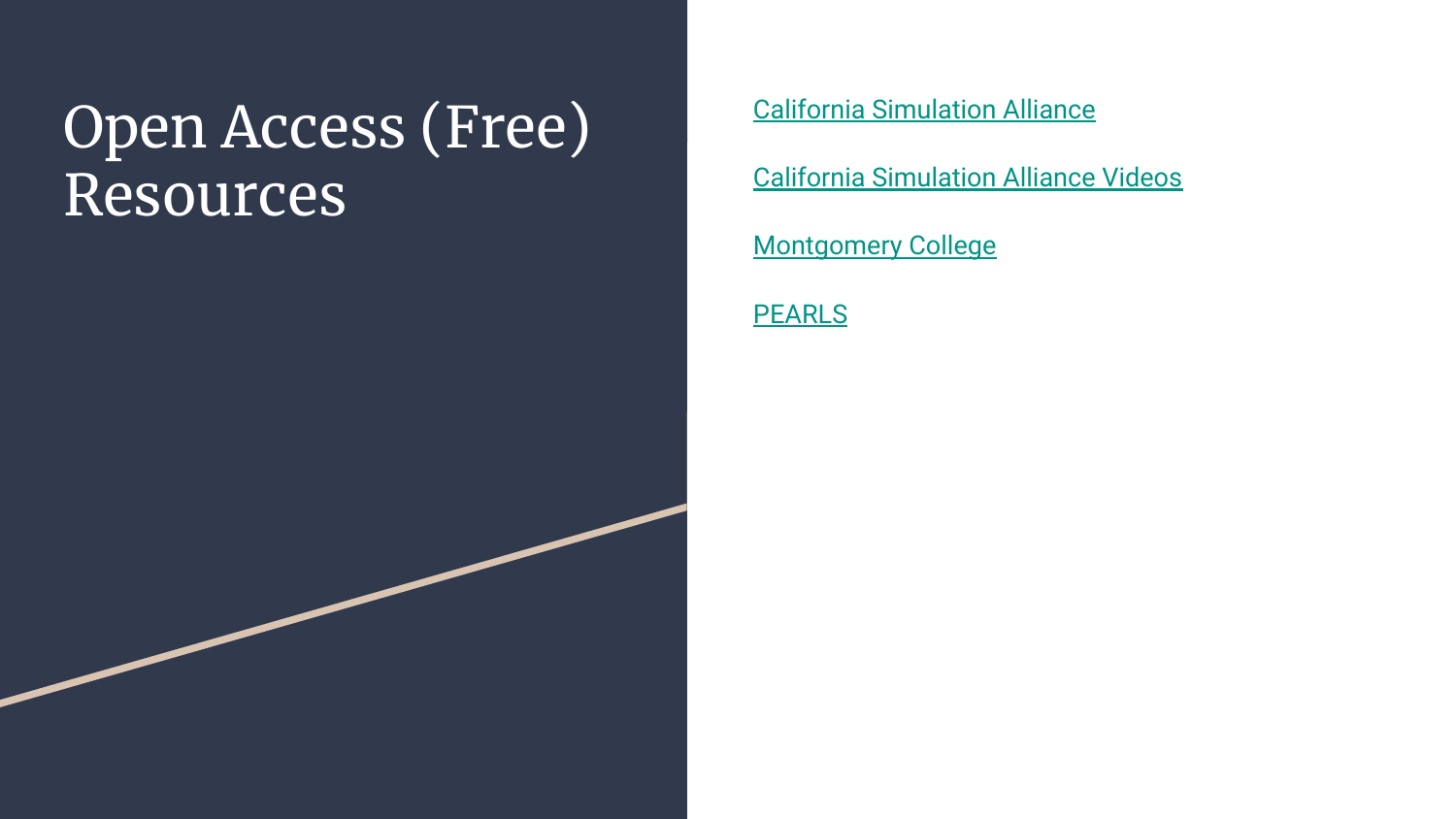# Open Access (Free) Resources

California Simulation Alliance

California Simulation Alliance Videos

Montgomery College

PEARLS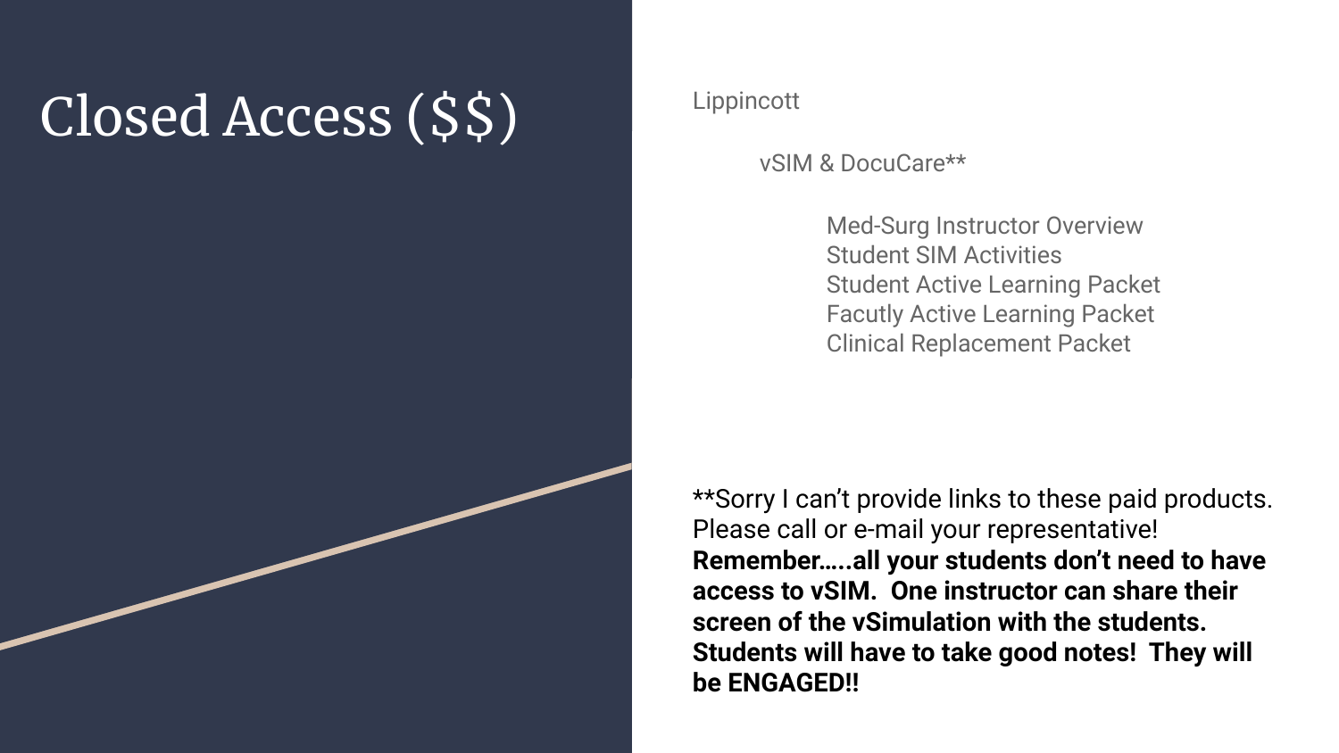# Closed Access ($$)

Lippincott

- vSIM & DocuCare**
  - Med-Surg Instructor Overview
  - Student SIM Activities
  - Student Active Learning Packet
  - Facutly Active Learning Packet
  - Clinical Replacement Packet

**Sorry I can't provide links to these paid products. Please call or e-mail your representative! **Remember…..all your students don't need to have access to vSIM. One instructor can share their screen of the vSimulation with the students. Students will have to take good notes! They will be ENGAGED!!**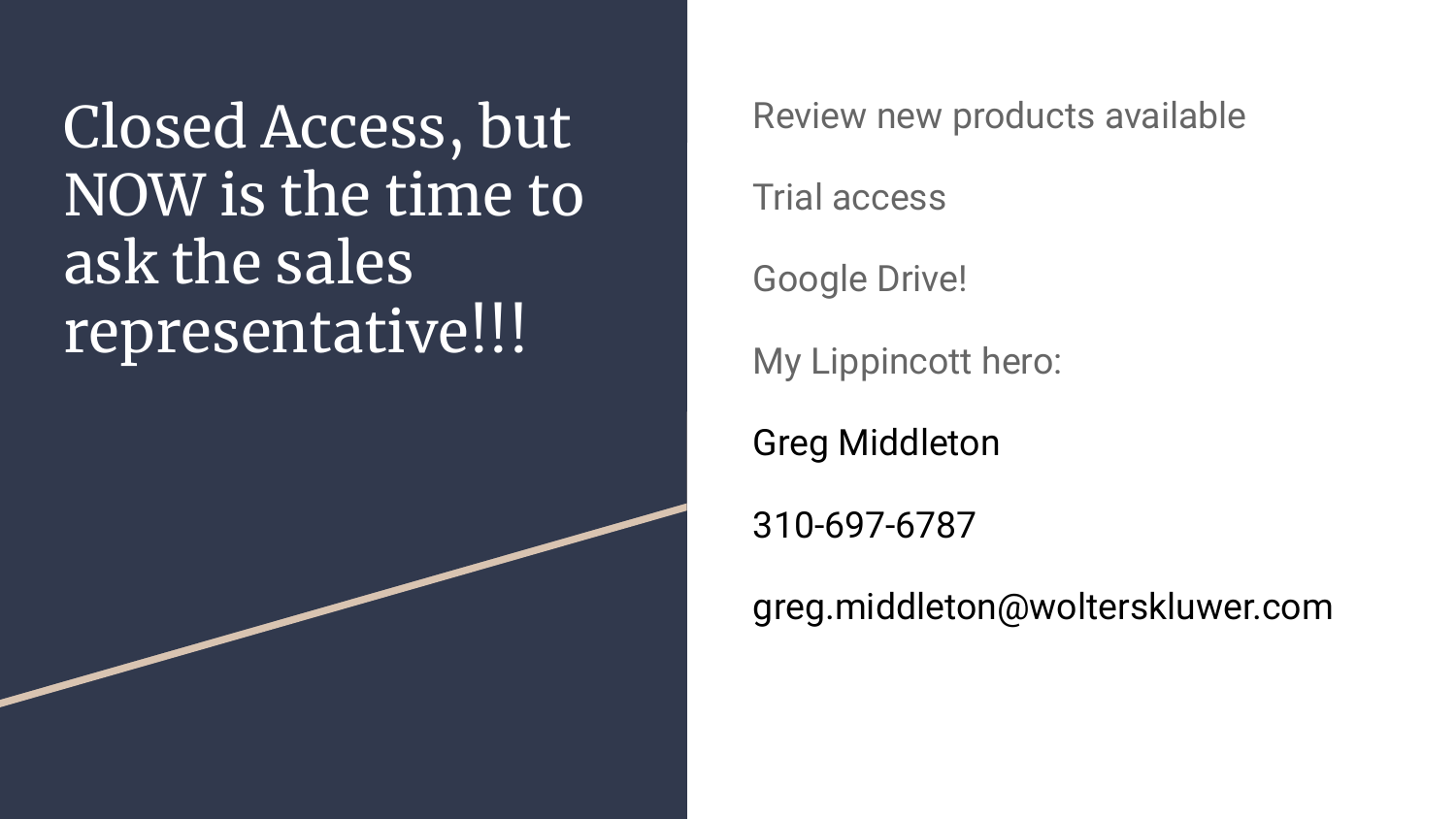# Closed Access, but NOW is the time to ask the sales representative!!!

Review new products available

Trial access

Google Drive!

My Lippincott hero:

Greg Middleton

310-697-6787

greg.middleton@wolterskluwer.com